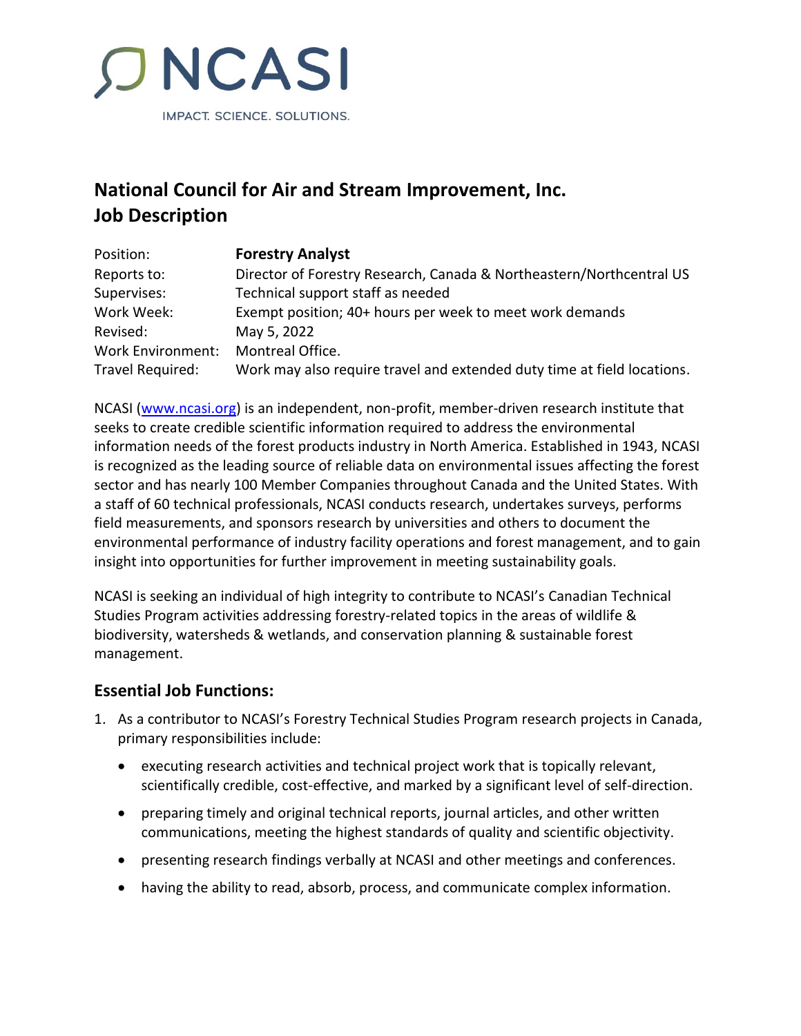NCASI

IMPACT. SCIENCE. SOLUTIONS.

# National Council for Air and Stream Improvement, Inc.
# Job Description

| | |
|---|---|
| Position: | **Forestry Analyst** |
| Reports to: | Director of Forestry Research, Canada & Northeastern/Northcentral US |
| Supervises: | Technical support staff as needed |
| Work Week: | Exempt position; 40+ hours per week to meet work demands |
| Revised: | May 5, 2022 |
| Work Environment: | Montreal Office. |
| Travel Required: | Work may also require travel and extended duty time at field locations. |

NCASI ([www.ncasi.org](www.ncasi.org)) is an independent, non-profit, member-driven research institute that seeks to create credible scientific information required to address the environmental information needs of the forest products industry in North America. Established in 1943, NCASI is recognized as the leading source of reliable data on environmental issues affecting the forest sector and has nearly 100 Member Companies throughout Canada and the United States. With a staff of 60 technical professionals, NCASI conducts research, undertakes surveys, performs field measurements, and sponsors research by universities and others to document the environmental performance of industry facility operations and forest management, and to gain insight into opportunities for further improvement in meeting sustainability goals.

NCASI is seeking an individual of high integrity to contribute to NCASI's Canadian Technical Studies Program activities addressing forestry-related topics in the areas of wildlife & biodiversity, watersheds & wetlands, and conservation planning & sustainable forest management.

## Essential Job Functions:

1. As a contributor to NCASI's Forestry Technical Studies Program research projects in Canada, primary responsibilities include:
   - executing research activities and technical project work that is topically relevant, scientifically credible, cost-effective, and marked by a significant level of self-direction.
   - preparing timely and original technical reports, journal articles, and other written communications, meeting the highest standards of quality and scientific objectivity.
   - presenting research findings verbally at NCASI and other meetings and conferences.
   - having the ability to read, absorb, process, and communicate complex information.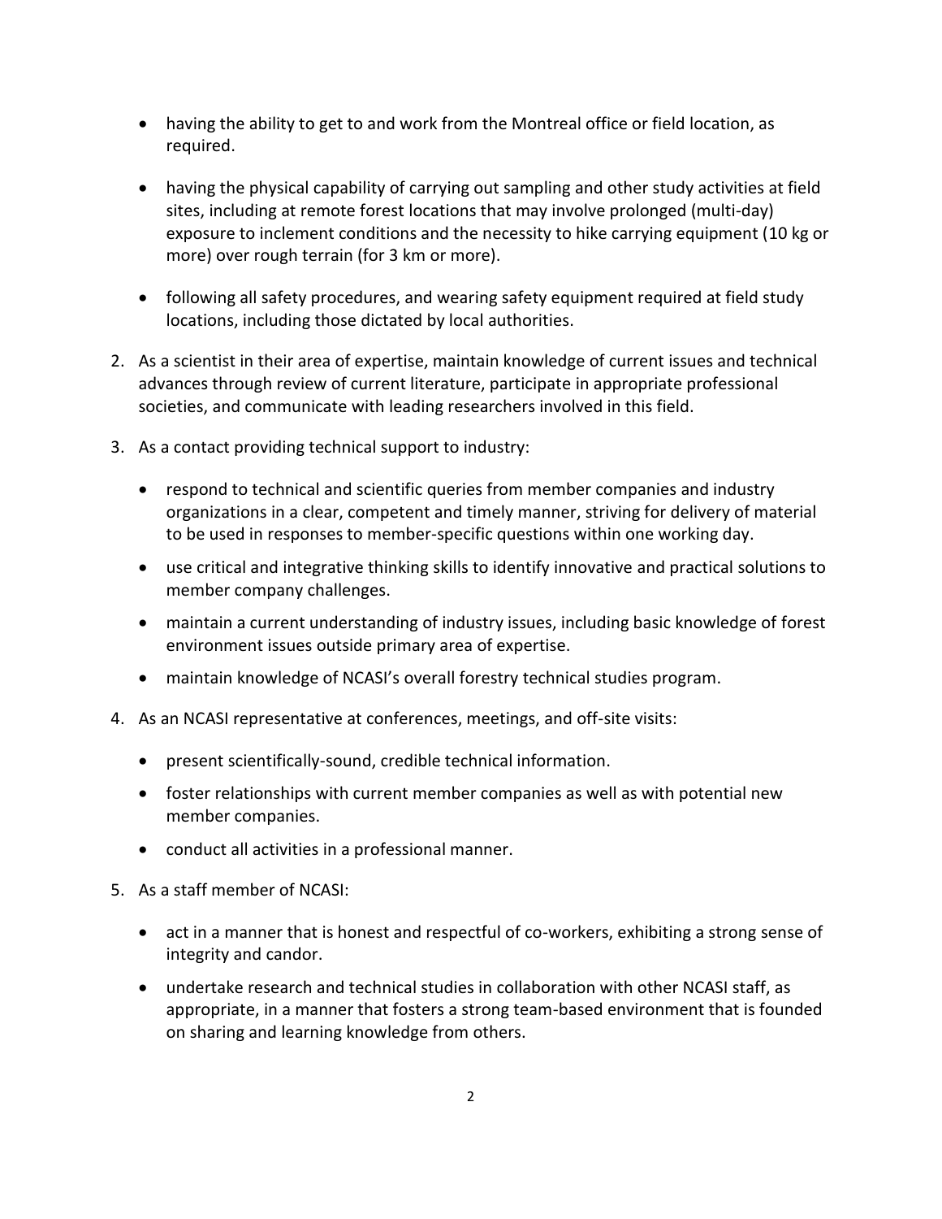- having the ability to get to and work from the Montreal office or field location, as required.

- having the physical capability of carrying out sampling and other study activities at field sites, including at remote forest locations that may involve prolonged (multi-day) exposure to inclement conditions and the necessity to hike carrying equipment (10 kg or more) over rough terrain (for 3 km or more).

- following all safety procedures, and wearing safety equipment required at field study locations, including those dictated by local authorities.

2. As a scientist in their area of expertise, maintain knowledge of current issues and technical advances through review of current literature, participate in appropriate professional societies, and communicate with leading researchers involved in this field.

3. As a contact providing technical support to industry:

   - respond to technical and scientific queries from member companies and industry organizations in a clear, competent and timely manner, striving for delivery of material to be used in responses to member-specific questions within one working day.
   - use critical and integrative thinking skills to identify innovative and practical solutions to member company challenges.
   - maintain a current understanding of industry issues, including basic knowledge of forest environment issues outside primary area of expertise.
   - maintain knowledge of NCASI's overall forestry technical studies program.

4. As an NCASI representative at conferences, meetings, and off-site visits:

   - present scientifically-sound, credible technical information.
   - foster relationships with current member companies as well as with potential new member companies.
   - conduct all activities in a professional manner.

5. As a staff member of NCASI:

   - act in a manner that is honest and respectful of co-workers, exhibiting a strong sense of integrity and candor.
   - undertake research and technical studies in collaboration with other NCASI staff, as appropriate, in a manner that fosters a strong team-based environment that is founded on sharing and learning knowledge from others.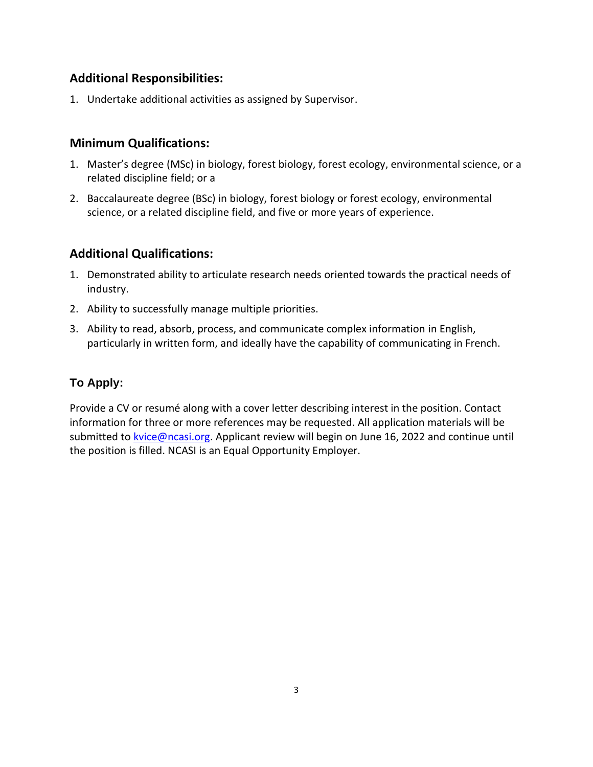## Additional Responsibilities:

1. Undertake additional activities as assigned by Supervisor.

## Minimum Qualifications:

1. Master's degree (MSc) in biology, forest biology, forest ecology, environmental science, or a related discipline field; or a
2. Baccalaureate degree (BSc) in biology, forest biology or forest ecology, environmental science, or a related discipline field, and five or more years of experience.

## Additional Qualifications:

1. Demonstrated ability to articulate research needs oriented towards the practical needs of industry.
2. Ability to successfully manage multiple priorities.
3. Ability to read, absorb, process, and communicate complex information in English, particularly in written form, and ideally have the capability of communicating in French.

## To Apply:

Provide a CV or resumé along with a cover letter describing interest in the position. Contact information for three or more references may be requested. All application materials will be submitted to kvice@ncasi.org. Applicant review will begin on June 16, 2022 and continue until the position is filled. NCASI is an Equal Opportunity Employer.